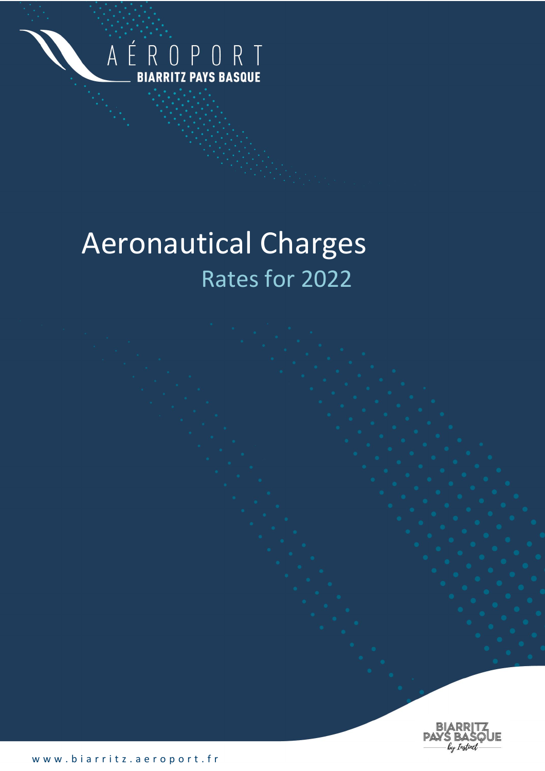AÉROPORT
BIARRITZ PAYS BASQUE

# Aeronautical Charges

## Rates for 2022

BIARRITZ PAYS BASQUE by Instinct

www.biarritz.aeroport.fr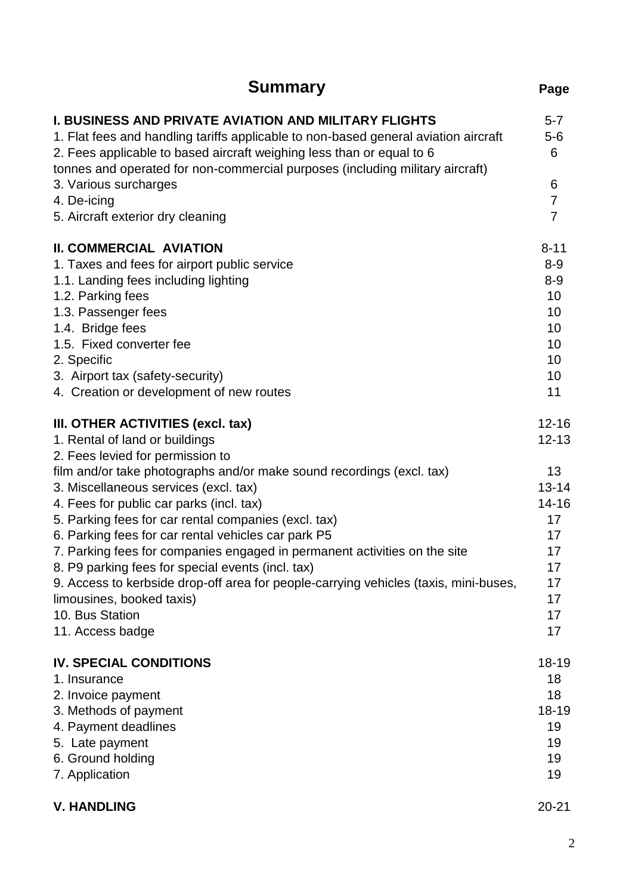# Summary

| | Page |
|---|---|
| **I. BUSINESS AND PRIVATE AVIATION AND MILITARY FLIGHTS** | 5-7 |
| 1. Flat fees and handling tariffs applicable to non-based general aviation aircraft | 5-6 |
| 2. Fees applicable to based aircraft weighing less than or equal to 6 tonnes and operated for non-commercial purposes (including military aircraft) | 6 |
| 3. Various surcharges | 6 |
| 4. De-icing | 7 |
| 5. Aircraft exterior dry cleaning | 7 |
| **II. COMMERCIAL AVIATION** | 8-11 |
| 1. Taxes and fees for airport public service | 8-9 |
| 1.1. Landing fees including lighting | 8-9 |
| 1.2. Parking fees | 10 |
| 1.3. Passenger fees | 10 |
| 1.4. Bridge fees | 10 |
| 1.5. Fixed converter fee | 10 |
| 2. Specific | 10 |
| 3. Airport tax (safety-security) | 10 |
| 4. Creation or development of new routes | 11 |
| **III. OTHER ACTIVITIES (excl. tax)** | 12-16 |
| 1. Rental of land or buildings | 12-13 |
| 2. Fees levied for permission to film and/or take photographs and/or make sound recordings (excl. tax) | 13 |
| 3. Miscellaneous services (excl. tax) | 13-14 |
| 4. Fees for public car parks (incl. tax) | 14-16 |
| 5. Parking fees for car rental companies (excl. tax) | 17 |
| 6. Parking fees for car rental vehicles car park P5 | 17 |
| 7. Parking fees for companies engaged in permanent activities on the site | 17 |
| 8. P9 parking fees for special events (incl. tax) | 17 |
| 9. Access to kerbside drop-off area for people-carrying vehicles (taxis, mini-buses, | 17 |
| limousines, booked taxis) | 17 |
| 10. Bus Station | 17 |
| 11. Access badge | 17 |
| **IV. SPECIAL CONDITIONS** | 18-19 |
| 1. Insurance | 18 |
| 2. Invoice payment | 18 |
| 3. Methods of payment | 18-19 |
| 4. Payment deadlines | 19 |
| 5. Late payment | 19 |
| 6. Ground holding | 19 |
| 7. Application | 19 |
| **V. HANDLING** | 20-21 |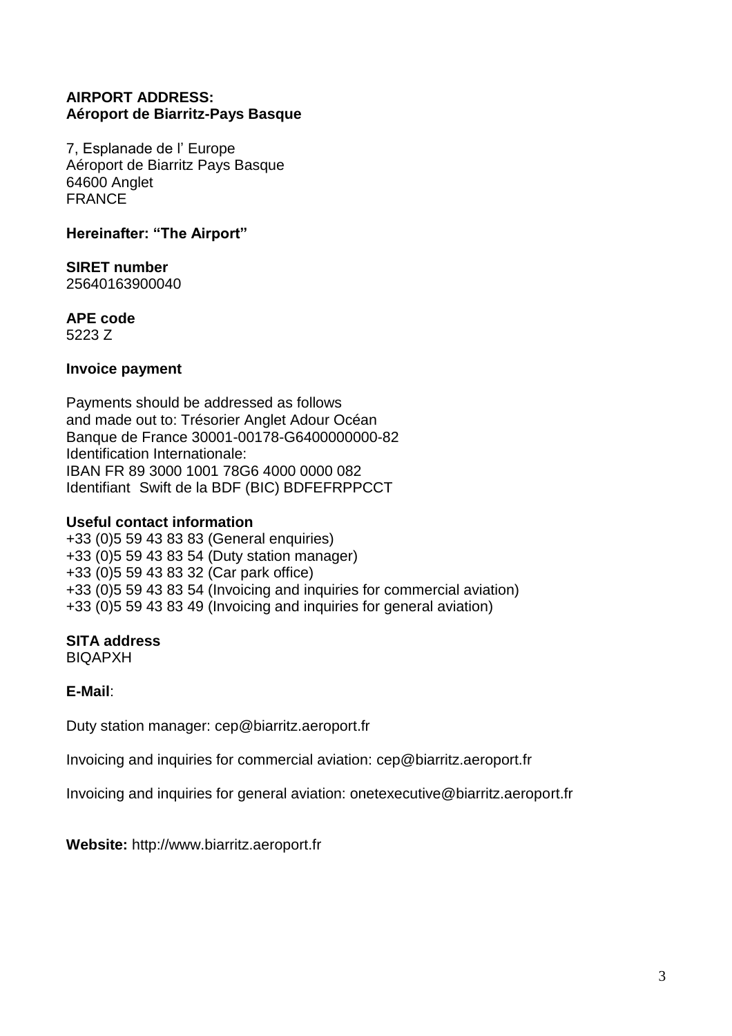**AIRPORT ADDRESS:**
**Aéroport de Biarritz-Pays Basque**

7, Esplanade de l' Europe
Aéroport de Biarritz Pays Basque
64600 Anglet
FRANCE

**Hereinafter: "The Airport"**

**SIRET number**
25640163900040

**APE code**
5223 Z

**Invoice payment**

Payments should be addressed as follows
and made out to: Trésorier Anglet Adour Océan
Banque de France 30001-00178-G6400000000-82
Identification Internationale:
IBAN FR 89 3000 1001 78G6 4000 0000 082
Identifiant Swift de la BDF (BIC) BDFEFRPPCCT

**Useful contact information**
+33 (0)5 59 43 83 83 (General enquiries)
+33 (0)5 59 43 83 54 (Duty station manager)
+33 (0)5 59 43 83 32 (Car park office)
+33 (0)5 59 43 83 54 (Invoicing and inquiries for commercial aviation)
+33 (0)5 59 43 83 49 (Invoicing and inquiries for general aviation)

**SITA address**
BIQAPXH

**E-Mail**:

Duty station manager: cep@biarritz.aeroport.fr

Invoicing and inquiries for commercial aviation: cep@biarritz.aeroport.fr

Invoicing and inquiries for general aviation: onetexecutive@biarritz.aeroport.fr

**Website:** http://www.biarritz.aeroport.fr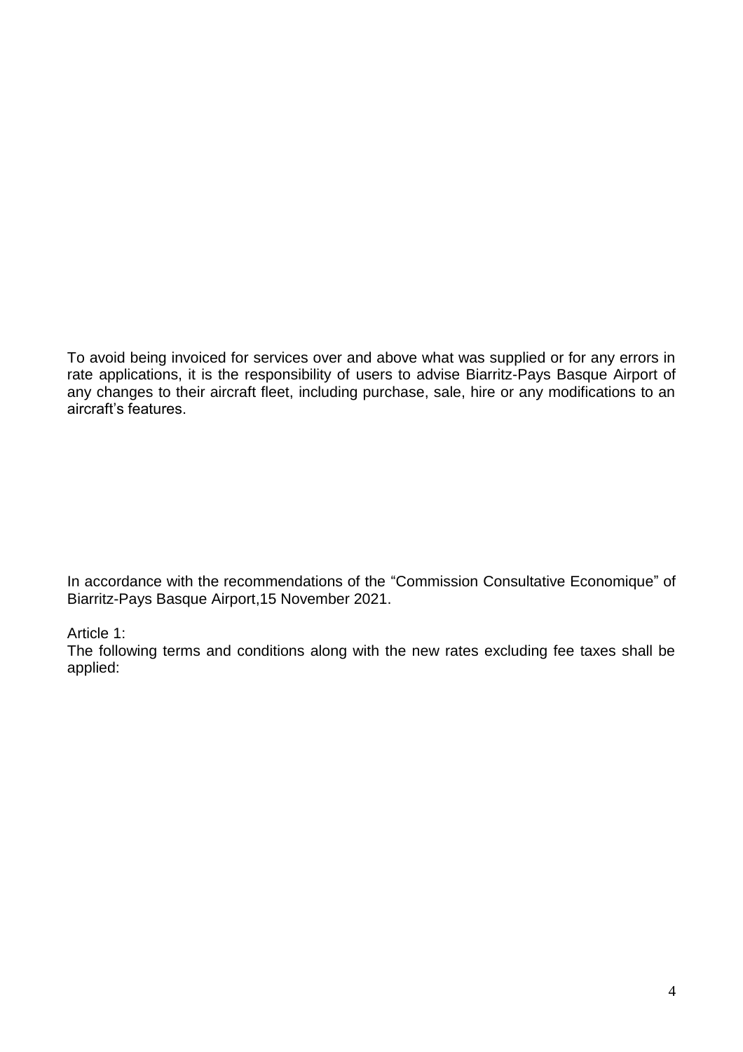To avoid being invoiced for services over and above what was supplied or for any errors in rate applications, it is the responsibility of users to advise Biarritz-Pays Basque Airport of any changes to their aircraft fleet, including purchase, sale, hire or any modifications to an aircraft's features.

In accordance with the recommendations of the "Commission Consultative Economique" of Biarritz-Pays Basque Airport,15 November 2021.

Article 1:
The following terms and conditions along with the new rates excluding fee taxes shall be applied: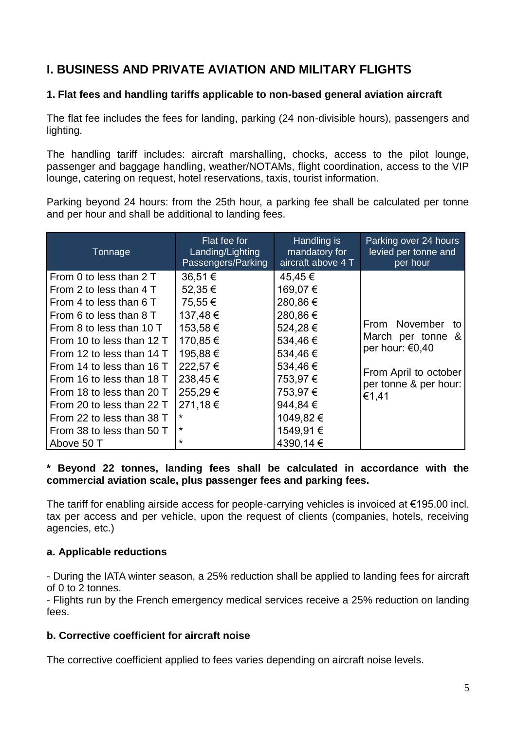# I. BUSINESS AND PRIVATE AVIATION AND MILITARY FLIGHTS

### 1. Flat fees and handling tariffs applicable to non-based general aviation aircraft

The flat fee includes the fees for landing, parking (24 non-divisible hours), passengers and lighting.

The handling tariff includes: aircraft marshalling, chocks, access to the pilot lounge, passenger and baggage handling, weather/NOTAMs, flight coordination, access to the VIP lounge, catering on request, hotel reservations, taxis, tourist information.

Parking beyond 24 hours: from the 25th hour, a parking fee shall be calculated per tonne and per hour and shall be additional to landing fees.

| Tonnage | Flat fee for Landing/Lighting Passengers/Parking | Handling is mandatory for aircraft above 4 T | Parking over 24 hours levied per tonne and per hour |
|---|---|---|---|
| From 0 to less than 2 T | 36,51 € | 45,45 € | From November to March per tonne & per hour: €0,40<br><br>From April to october per tonne & per hour: €1,41 |
| From 2 to less than 4 T | 52,35 € | 169,07 € | |
| From 4 to less than 6 T | 75,55 € | 280,86 € | |
| From 6 to less than 8 T | 137,48 € | 280,86 € | |
| From 8 to less than 10 T | 153,58 € | 524,28 € | |
| From 10 to less than 12 T | 170,85 € | 534,46 € | |
| From 12 to less than 14 T | 195,88 € | 534,46 € | |
| From 14 to less than 16 T | 222,57 € | 534,46 € | |
| From 16 to less than 18 T | 238,45 € | 753,97 € | |
| From 18 to less than 20 T | 255,29 € | 753,97 € | |
| From 20 to less than 22 T | 271,18 € | 944,84 € | |
| From 22 to less than 38 T | * | 1049,82 € | |
| From 38 to less than 50 T | * | 1549,91 € | |
| Above 50 T | * | 4390,14 € | |

**\* Beyond 22 tonnes, landing fees shall be calculated in accordance with the commercial aviation scale, plus passenger fees and parking fees.**

The tariff for enabling airside access for people-carrying vehicles is invoiced at €195.00 incl. tax per access and per vehicle, upon the request of clients (companies, hotels, receiving agencies, etc.)

#### a. Applicable reductions

- During the IATA winter season, a 25% reduction shall be applied to landing fees for aircraft of 0 to 2 tonnes.
- Flights run by the French emergency medical services receive a 25% reduction on landing fees.

#### b. Corrective coefficient for aircraft noise

The corrective coefficient applied to fees varies depending on aircraft noise levels.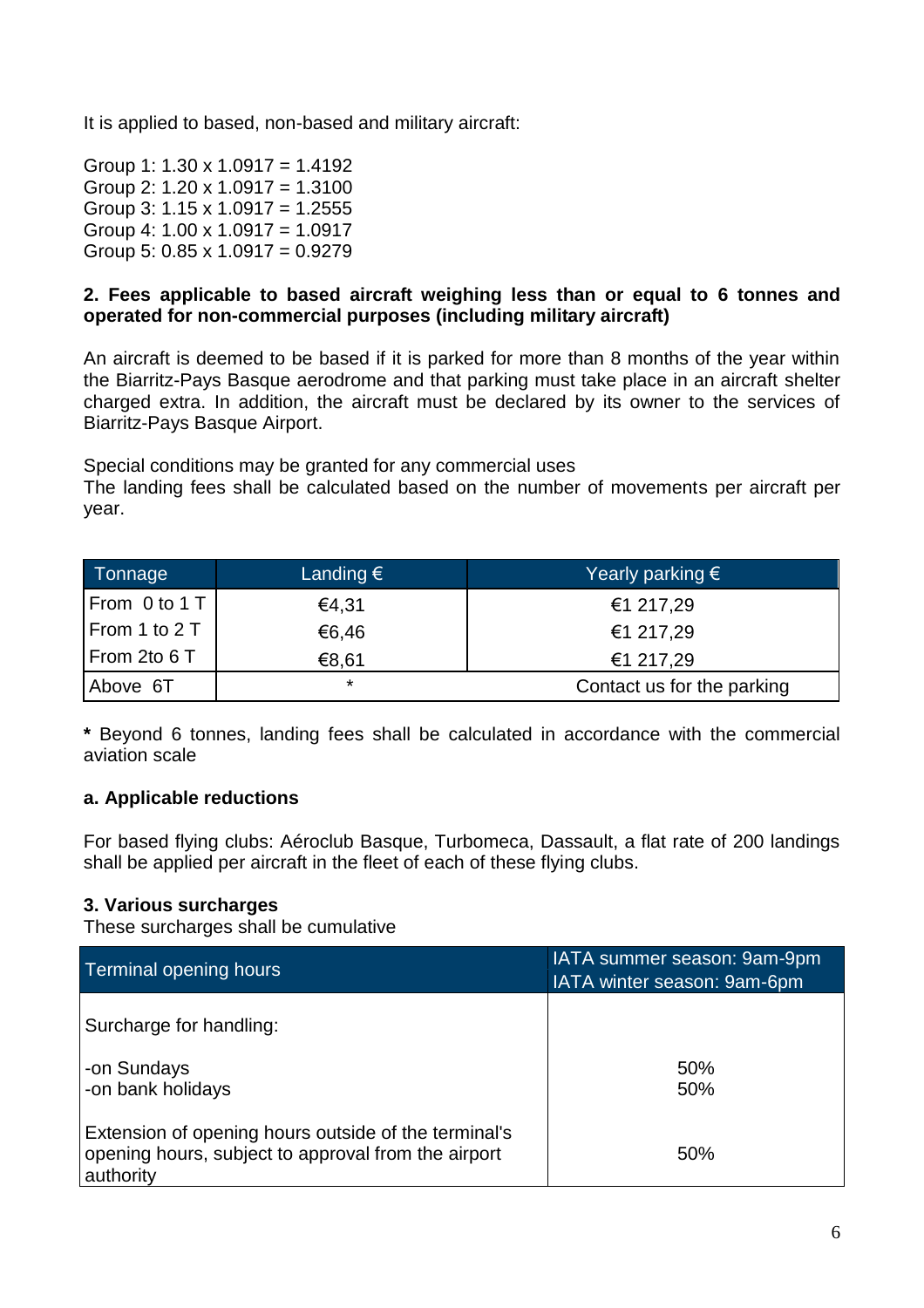It is applied to based, non-based and military aircraft:

Group 1: 1.30 x 1.0917 = 1.4192
Group 2: 1.20 x 1.0917 = 1.3100
Group 3: 1.15 x 1.0917 = 1.2555
Group 4: 1.00 x 1.0917 = 1.0917
Group 5: 0.85 x 1.0917 = 0.9279

**2. Fees applicable to based aircraft weighing less than or equal to 6 tonnes and operated for non-commercial purposes (including military aircraft)**

An aircraft is deemed to be based if it is parked for more than 8 months of the year within the Biarritz-Pays Basque aerodrome and that parking must take place in an aircraft shelter charged extra. In addition, the aircraft must be declared by its owner to the services of Biarritz-Pays Basque Airport.

Special conditions may be granted for any commercial uses
The landing fees shall be calculated based on the number of movements per aircraft per year.

| Tonnage | Landing € | Yearly parking € |
|---|---|---|
| From 0 to 1 T | €4,31 | €1 217,29 |
| From 1 to 2 T | €6,46 | €1 217,29 |
| From 2to 6 T | €8,61 | €1 217,29 |
| Above 6T | * | Contact us for the parking |

**\*** Beyond 6 tonnes, landing fees shall be calculated in accordance with the commercial aviation scale

**a. Applicable reductions**

For based flying clubs: Aéroclub Basque, Turbomeca, Dassault, a flat rate of 200 landings shall be applied per aircraft in the fleet of each of these flying clubs.

**3. Various surcharges**
These surcharges shall be cumulative

| Terminal opening hours | IATA summer season: 9am-9pm<br>IATA winter season: 9am-6pm |
|---|---|
| Surcharge for handling: | |
| -on Sundays<br>-on bank holidays | 50%<br>50% |
| Extension of opening hours outside of the terminal's opening hours, subject to approval from the airport authority | 50% |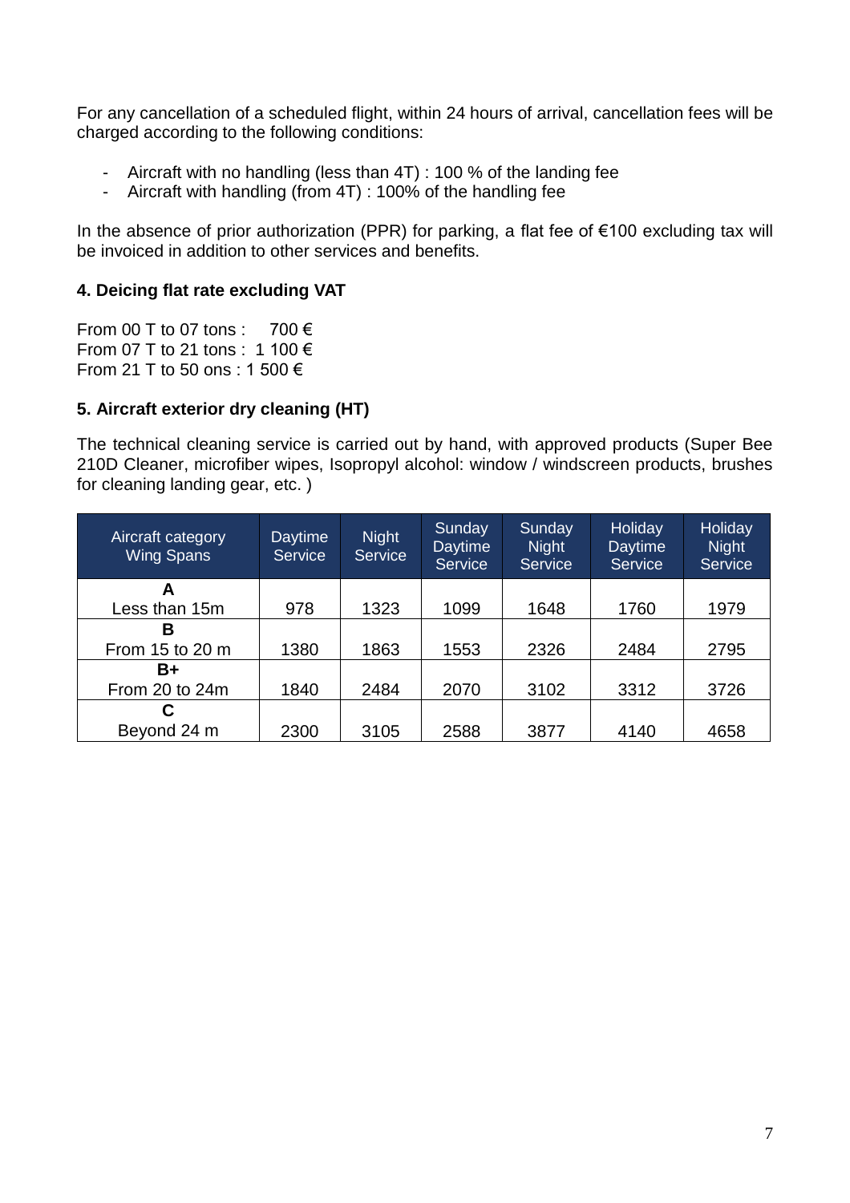For any cancellation of a scheduled flight, within 24 hours of arrival, cancellation fees will be charged according to the following conditions:

- Aircraft with no handling (less than 4T) : 100 % of the landing fee
- Aircraft with handling (from 4T) : 100% of the handling fee

In the absence of prior authorization (PPR) for parking, a flat fee of €100 excluding tax will be invoiced in addition to other services and benefits.

### 4. Deicing flat rate excluding VAT

From 00 T to 07 tons : 700 €
From 07 T to 21 tons : 1 100 €
From 21 T to 50 ons : 1 500 €

### 5. Aircraft exterior dry cleaning (HT)

The technical cleaning service is carried out by hand, with approved products (Super Bee 210D Cleaner, microfiber wipes, Isopropyl alcohol: window / windscreen products, brushes for cleaning landing gear, etc. )

| Aircraft category Wing Spans | Daytime Service | Night Service | Sunday Daytime Service | Sunday Night Service | Holiday Daytime Service | Holiday Night Service |
|---|---|---|---|---|---|---|
| **A** Less than 15m | 978 | 1323 | 1099 | 1648 | 1760 | 1979 |
| **B** From 15 to 20 m | 1380 | 1863 | 1553 | 2326 | 2484 | 2795 |
| **B+** From 20 to 24m | 1840 | 2484 | 2070 | 3102 | 3312 | 3726 |
| **C** Beyond 24 m | 2300 | 3105 | 2588 | 3877 | 4140 | 4658 |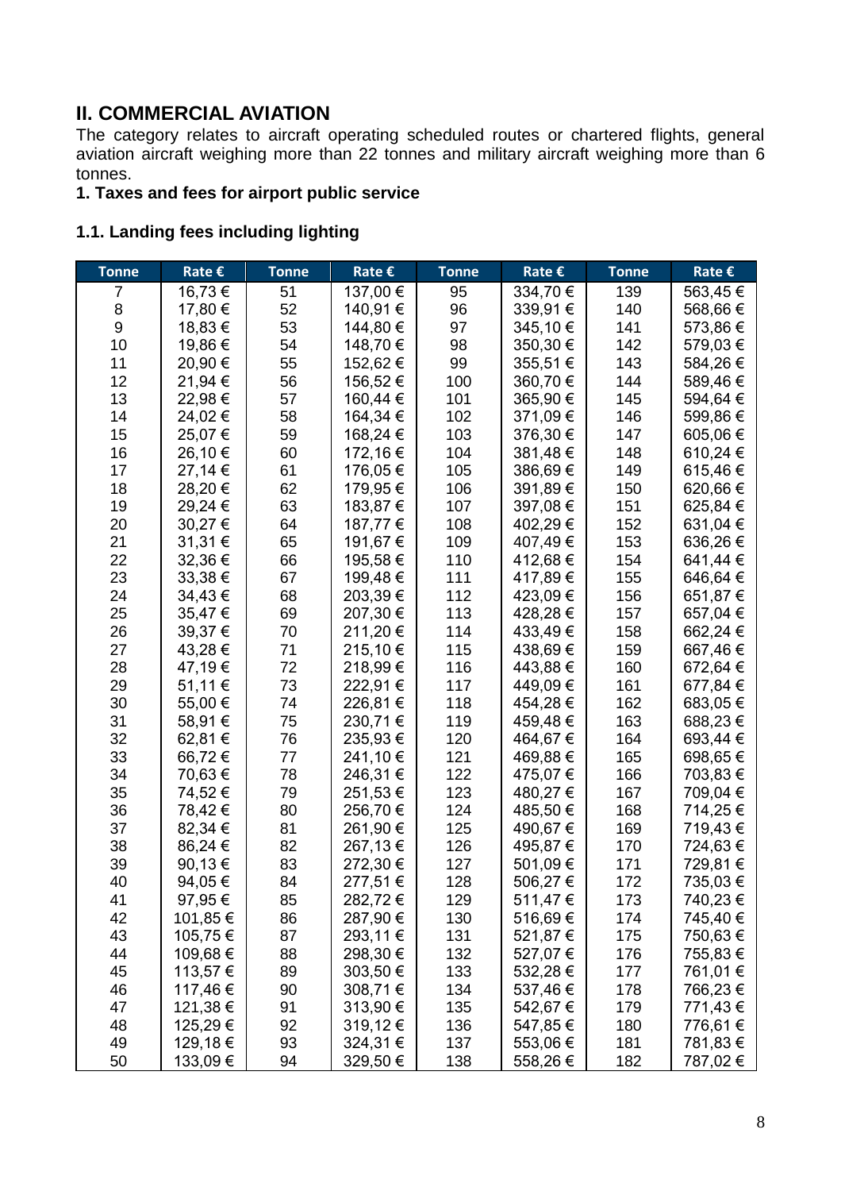## II. COMMERCIAL AVIATION

The category relates to aircraft operating scheduled routes or chartered flights, general aviation aircraft weighing more than 22 tonnes and military aircraft weighing more than 6 tonnes.

### 1. Taxes and fees for airport public service

#### 1.1. Landing fees including lighting

| Tonne | Rate € | Tonne | Rate € | Tonne | Rate € | Tonne | Rate € |
|---|---|---|---|---|---|---|---|
| 7 | 16,73 € | 51 | 137,00 € | 95 | 334,70 € | 139 | 563,45 € |
| 8 | 17,80 € | 52 | 140,91 € | 96 | 339,91 € | 140 | 568,66 € |
| 9 | 18,83 € | 53 | 144,80 € | 97 | 345,10 € | 141 | 573,86 € |
| 10 | 19,86 € | 54 | 148,70 € | 98 | 350,30 € | 142 | 579,03 € |
| 11 | 20,90 € | 55 | 152,62 € | 99 | 355,51 € | 143 | 584,26 € |
| 12 | 21,94 € | 56 | 156,52 € | 100 | 360,70 € | 144 | 589,46 € |
| 13 | 22,98 € | 57 | 160,44 € | 101 | 365,90 € | 145 | 594,64 € |
| 14 | 24,02 € | 58 | 164,34 € | 102 | 371,09 € | 146 | 599,86 € |
| 15 | 25,07 € | 59 | 168,24 € | 103 | 376,30 € | 147 | 605,06 € |
| 16 | 26,10 € | 60 | 172,16 € | 104 | 381,48 € | 148 | 610,24 € |
| 17 | 27,14 € | 61 | 176,05 € | 105 | 386,69 € | 149 | 615,46 € |
| 18 | 28,20 € | 62 | 179,95 € | 106 | 391,89 € | 150 | 620,66 € |
| 19 | 29,24 € | 63 | 183,87 € | 107 | 397,08 € | 151 | 625,84 € |
| 20 | 30,27 € | 64 | 187,77 € | 108 | 402,29 € | 152 | 631,04 € |
| 21 | 31,31 € | 65 | 191,67 € | 109 | 407,49 € | 153 | 636,26 € |
| 22 | 32,36 € | 66 | 195,58 € | 110 | 412,68 € | 154 | 641,44 € |
| 23 | 33,38 € | 67 | 199,48 € | 111 | 417,89 € | 155 | 646,64 € |
| 24 | 34,43 € | 68 | 203,39 € | 112 | 423,09 € | 156 | 651,87 € |
| 25 | 35,47 € | 69 | 207,30 € | 113 | 428,28 € | 157 | 657,04 € |
| 26 | 39,37 € | 70 | 211,20 € | 114 | 433,49 € | 158 | 662,24 € |
| 27 | 43,28 € | 71 | 215,10 € | 115 | 438,69 € | 159 | 667,46 € |
| 28 | 47,19 € | 72 | 218,99 € | 116 | 443,88 € | 160 | 672,64 € |
| 29 | 51,11 € | 73 | 222,91 € | 117 | 449,09 € | 161 | 677,84 € |
| 30 | 55,00 € | 74 | 226,81 € | 118 | 454,28 € | 162 | 683,05 € |
| 31 | 58,91 € | 75 | 230,71 € | 119 | 459,48 € | 163 | 688,23 € |
| 32 | 62,81 € | 76 | 235,93 € | 120 | 464,67 € | 164 | 693,44 € |
| 33 | 66,72 € | 77 | 241,10 € | 121 | 469,88 € | 165 | 698,65 € |
| 34 | 70,63 € | 78 | 246,31 € | 122 | 475,07 € | 166 | 703,83 € |
| 35 | 74,52 € | 79 | 251,53 € | 123 | 480,27 € | 167 | 709,04 € |
| 36 | 78,42 € | 80 | 256,70 € | 124 | 485,50 € | 168 | 714,25 € |
| 37 | 82,34 € | 81 | 261,90 € | 125 | 490,67 € | 169 | 719,43 € |
| 38 | 86,24 € | 82 | 267,13 € | 126 | 495,87 € | 170 | 724,63 € |
| 39 | 90,13 € | 83 | 272,30 € | 127 | 501,09 € | 171 | 729,81 € |
| 40 | 94,05 € | 84 | 277,51 € | 128 | 506,27 € | 172 | 735,03 € |
| 41 | 97,95 € | 85 | 282,72 € | 129 | 511,47 € | 173 | 740,23 € |
| 42 | 101,85 € | 86 | 287,90 € | 130 | 516,69 € | 174 | 745,40 € |
| 43 | 105,75 € | 87 | 293,11 € | 131 | 521,87 € | 175 | 750,63 € |
| 44 | 109,68 € | 88 | 298,30 € | 132 | 527,07 € | 176 | 755,83 € |
| 45 | 113,57 € | 89 | 303,50 € | 133 | 532,28 € | 177 | 761,01 € |
| 46 | 117,46 € | 90 | 308,71 € | 134 | 537,46 € | 178 | 766,23 € |
| 47 | 121,38 € | 91 | 313,90 € | 135 | 542,67 € | 179 | 771,43 € |
| 48 | 125,29 € | 92 | 319,12 € | 136 | 547,85 € | 180 | 776,61 € |
| 49 | 129,18 € | 93 | 324,31 € | 137 | 553,06 € | 181 | 781,83 € |
| 50 | 133,09 € | 94 | 329,50 € | 138 | 558,26 € | 182 | 787,02 € |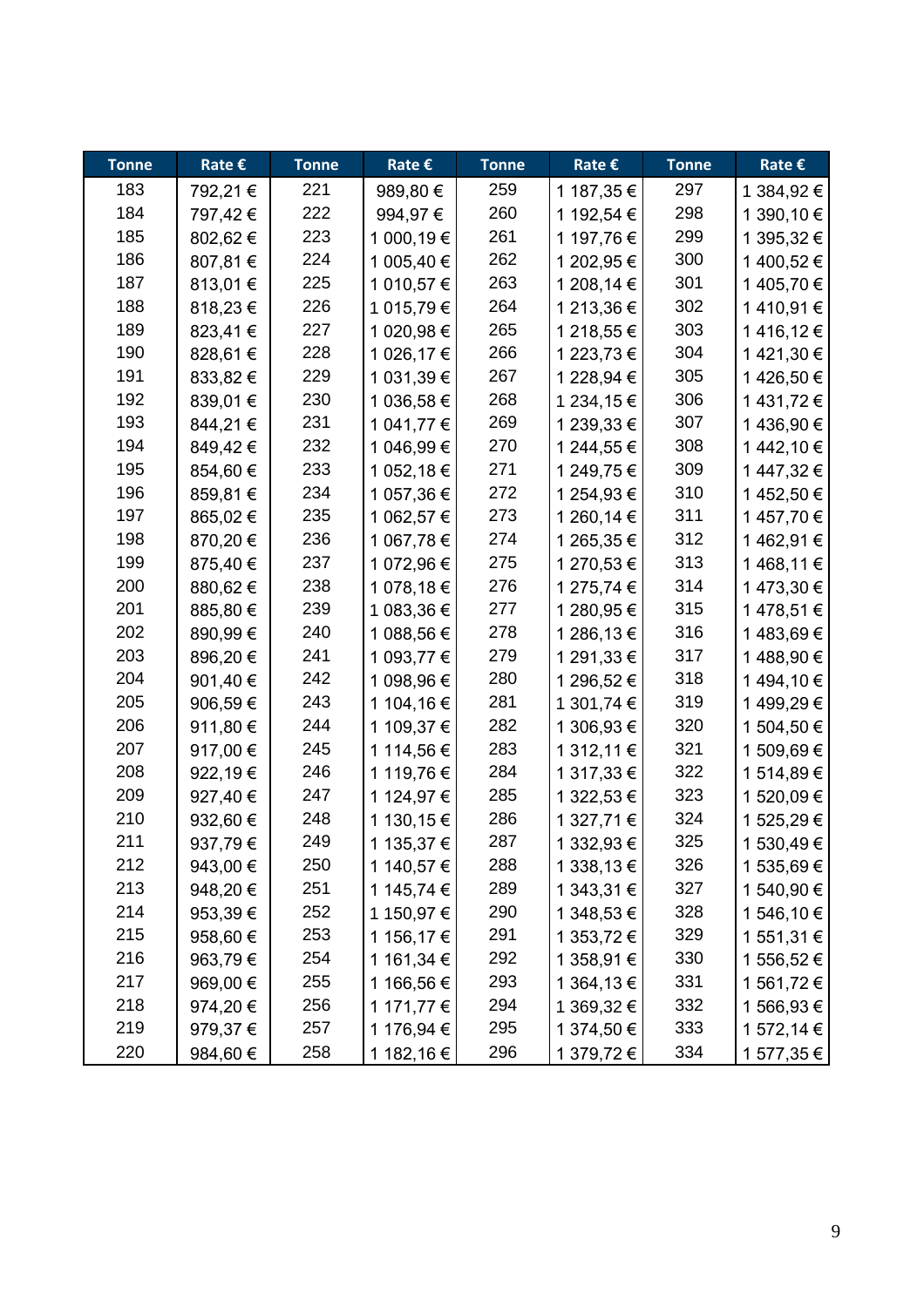| Tonne | Rate € | Tonne | Rate € | Tonne | Rate € | Tonne | Rate € |
|---|---|---|---|---|---|---|---|
| 183 | 792,21 € | 221 | 989,80 € | 259 | 1 187,35 € | 297 | 1 384,92 € |
| 184 | 797,42 € | 222 | 994,97 € | 260 | 1 192,54 € | 298 | 1 390,10 € |
| 185 | 802,62 € | 223 | 1 000,19 € | 261 | 1 197,76 € | 299 | 1 395,32 € |
| 186 | 807,81 € | 224 | 1 005,40 € | 262 | 1 202,95 € | 300 | 1 400,52 € |
| 187 | 813,01 € | 225 | 1 010,57 € | 263 | 1 208,14 € | 301 | 1 405,70 € |
| 188 | 818,23 € | 226 | 1 015,79 € | 264 | 1 213,36 € | 302 | 1 410,91 € |
| 189 | 823,41 € | 227 | 1 020,98 € | 265 | 1 218,55 € | 303 | 1 416,12 € |
| 190 | 828,61 € | 228 | 1 026,17 € | 266 | 1 223,73 € | 304 | 1 421,30 € |
| 191 | 833,82 € | 229 | 1 031,39 € | 267 | 1 228,94 € | 305 | 1 426,50 € |
| 192 | 839,01 € | 230 | 1 036,58 € | 268 | 1 234,15 € | 306 | 1 431,72 € |
| 193 | 844,21 € | 231 | 1 041,77 € | 269 | 1 239,33 € | 307 | 1 436,90 € |
| 194 | 849,42 € | 232 | 1 046,99 € | 270 | 1 244,55 € | 308 | 1 442,10 € |
| 195 | 854,60 € | 233 | 1 052,18 € | 271 | 1 249,75 € | 309 | 1 447,32 € |
| 196 | 859,81 € | 234 | 1 057,36 € | 272 | 1 254,93 € | 310 | 1 452,50 € |
| 197 | 865,02 € | 235 | 1 062,57 € | 273 | 1 260,14 € | 311 | 1 457,70 € |
| 198 | 870,20 € | 236 | 1 067,78 € | 274 | 1 265,35 € | 312 | 1 462,91 € |
| 199 | 875,40 € | 237 | 1 072,96 € | 275 | 1 270,53 € | 313 | 1 468,11 € |
| 200 | 880,62 € | 238 | 1 078,18 € | 276 | 1 275,74 € | 314 | 1 473,30 € |
| 201 | 885,80 € | 239 | 1 083,36 € | 277 | 1 280,95 € | 315 | 1 478,51 € |
| 202 | 890,99 € | 240 | 1 088,56 € | 278 | 1 286,13 € | 316 | 1 483,69 € |
| 203 | 896,20 € | 241 | 1 093,77 € | 279 | 1 291,33 € | 317 | 1 488,90 € |
| 204 | 901,40 € | 242 | 1 098,96 € | 280 | 1 296,52 € | 318 | 1 494,10 € |
| 205 | 906,59 € | 243 | 1 104,16 € | 281 | 1 301,74 € | 319 | 1 499,29 € |
| 206 | 911,80 € | 244 | 1 109,37 € | 282 | 1 306,93 € | 320 | 1 504,50 € |
| 207 | 917,00 € | 245 | 1 114,56 € | 283 | 1 312,11 € | 321 | 1 509,69 € |
| 208 | 922,19 € | 246 | 1 119,76 € | 284 | 1 317,33 € | 322 | 1 514,89 € |
| 209 | 927,40 € | 247 | 1 124,97 € | 285 | 1 322,53 € | 323 | 1 520,09 € |
| 210 | 932,60 € | 248 | 1 130,15 € | 286 | 1 327,71 € | 324 | 1 525,29 € |
| 211 | 937,79 € | 249 | 1 135,37 € | 287 | 1 332,93 € | 325 | 1 530,49 € |
| 212 | 943,00 € | 250 | 1 140,57 € | 288 | 1 338,13 € | 326 | 1 535,69 € |
| 213 | 948,20 € | 251 | 1 145,74 € | 289 | 1 343,31 € | 327 | 1 540,90 € |
| 214 | 953,39 € | 252 | 1 150,97 € | 290 | 1 348,53 € | 328 | 1 546,10 € |
| 215 | 958,60 € | 253 | 1 156,17 € | 291 | 1 353,72 € | 329 | 1 551,31 € |
| 216 | 963,79 € | 254 | 1 161,34 € | 292 | 1 358,91 € | 330 | 1 556,52 € |
| 217 | 969,00 € | 255 | 1 166,56 € | 293 | 1 364,13 € | 331 | 1 561,72 € |
| 218 | 974,20 € | 256 | 1 171,77 € | 294 | 1 369,32 € | 332 | 1 566,93 € |
| 219 | 979,37 € | 257 | 1 176,94 € | 295 | 1 374,50 € | 333 | 1 572,14 € |
| 220 | 984,60 € | 258 | 1 182,16 € | 296 | 1 379,72 € | 334 | 1 577,35 € |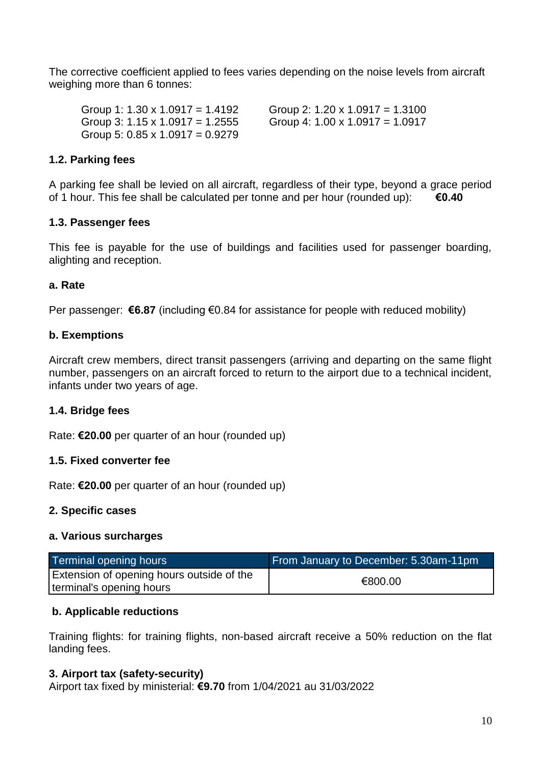The corrective coefficient applied to fees varies depending on the noise levels from aircraft weighing more than 6 tonnes:

Group 1: $1.30 \times 1.0917 = 1.4192$
Group 2: $1.20 \times 1.0917 = 1.3100$
Group 3: $1.15 \times 1.0917 = 1.2555$
Group 4: $1.00 \times 1.0917 = 1.0917$
Group 5: $0.85 \times 1.0917 = 0.9279$

### 1.2. Parking fees

A parking fee shall be levied on all aircraft, regardless of their type, beyond a grace period of 1 hour. This fee shall be calculated per tonne and per hour (rounded up): **€0.40**

### 1.3. Passenger fees

This fee is payable for the use of buildings and facilities used for passenger boarding, alighting and reception.

#### a. Rate

Per passenger: **€6.87** (including €0.84 for assistance for people with reduced mobility)

#### b. Exemptions

Aircraft crew members, direct transit passengers (arriving and departing on the same flight number, passengers on an aircraft forced to return to the airport due to a technical incident, infants under two years of age.

### 1.4. Bridge fees

Rate: **€20.00** per quarter of an hour (rounded up)

### 1.5. Fixed converter fee

Rate: **€20.00** per quarter of an hour (rounded up)

## 2. Specific cases

#### a. Various surcharges

| Terminal opening hours | From January to December: 5.30am-11pm |
|---|---|
| Extension of opening hours outside of the terminal's opening hours | €800.00 |

#### b. Applicable reductions

Training flights: for training flights, non-based aircraft receive a 50% reduction on the flat landing fees.

## 3. Airport tax (safety-security)

Airport tax fixed by ministerial: **€9.70** from 1/04/2021 au 31/03/2022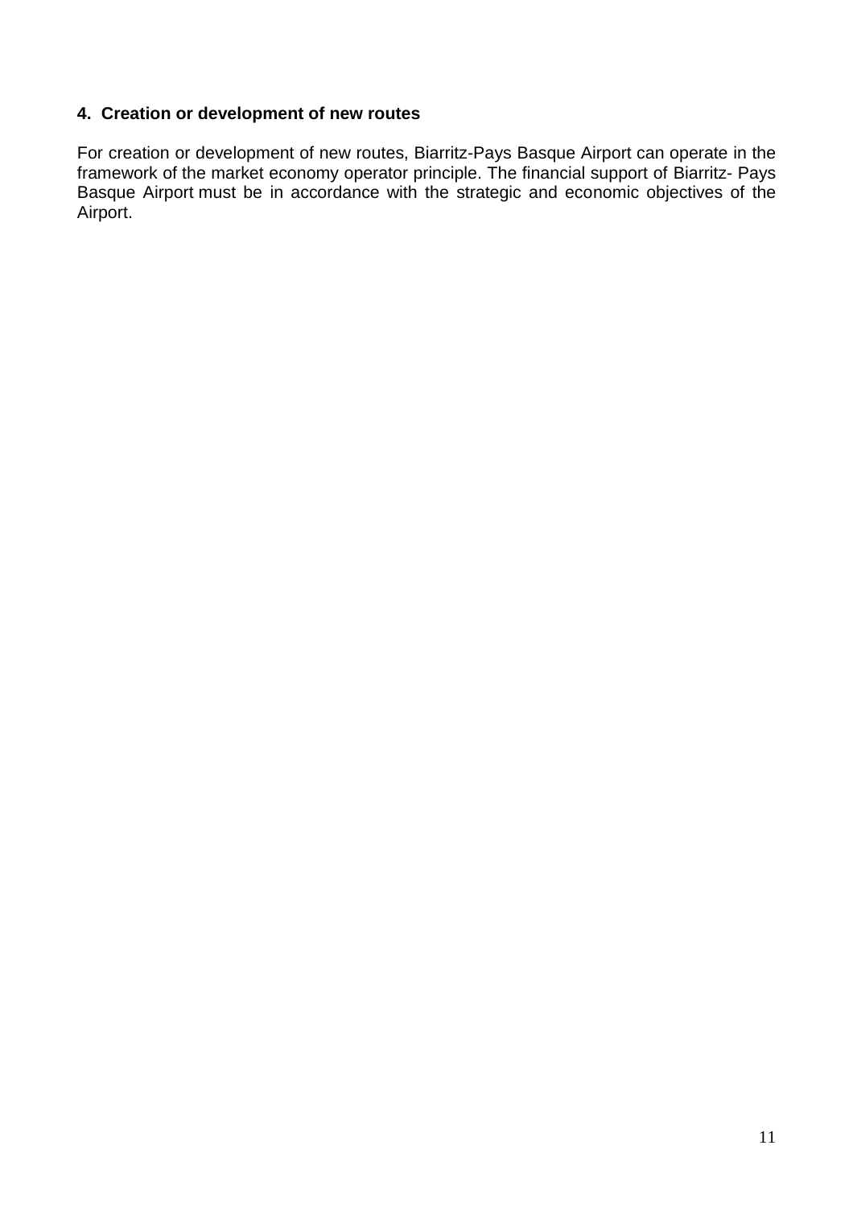## 4. Creation or development of new routes

For creation or development of new routes, Biarritz-Pays Basque Airport can operate in the framework of the market economy operator principle. The financial support of Biarritz- Pays Basque Airport must be in accordance with the strategic and economic objectives of the Airport.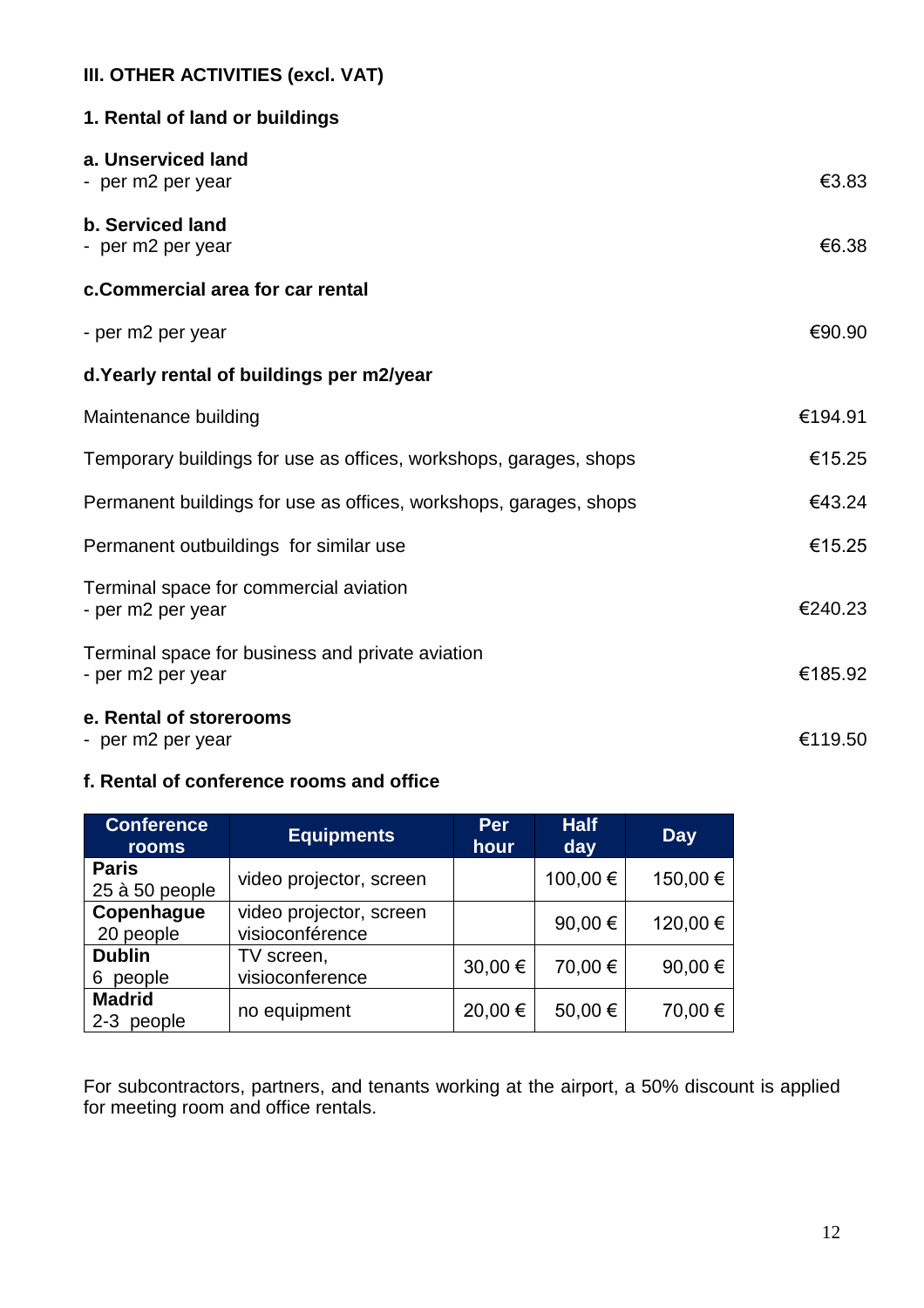## III. OTHER ACTIVITIES (excl. VAT)

### 1. Rental of land or buildings

**a. Unserviced land**

- per m2 per year — €3.83

**b. Serviced land**

- per m2 per year — €6.38

**c.Commercial area for car rental**

- per m2 per year — €90.90

**d.Yearly rental of buildings per m2/year**

| | |
|---|---|
| Maintenance building | €194.91 |
| Temporary buildings for use as offices, workshops, garages, shops | €15.25 |
| Permanent buildings for use as offices, workshops, garages, shops | €43.24 |
| Permanent outbuildings for similar use | €15.25 |
| Terminal space for commercial aviation<br>- per m2 per year | €240.23 |
| Terminal space for business and private aviation<br>- per m2 per year | €185.92 |

**e. Rental of storerooms**

- per m2 per year — €119.50

**f. Rental of conference rooms and office**

| Conference rooms | Equipments | Per hour | Half day | Day |
|---|---|---|---|---|
| **Paris**<br>25 à 50 people | video projector, screen | | 100,00 € | 150,00 € |
| **Copenhague**<br>20 people | video projector, screen visioconférence | | 90,00 € | 120,00 € |
| **Dublin**<br>6 people | TV screen, visioconference | 30,00 € | 70,00 € | 90,00 € |
| **Madrid**<br>2-3 people | no equipment | 20,00 € | 50,00 € | 70,00 € |

For subcontractors, partners, and tenants working at the airport, a 50% discount is applied for meeting room and office rentals.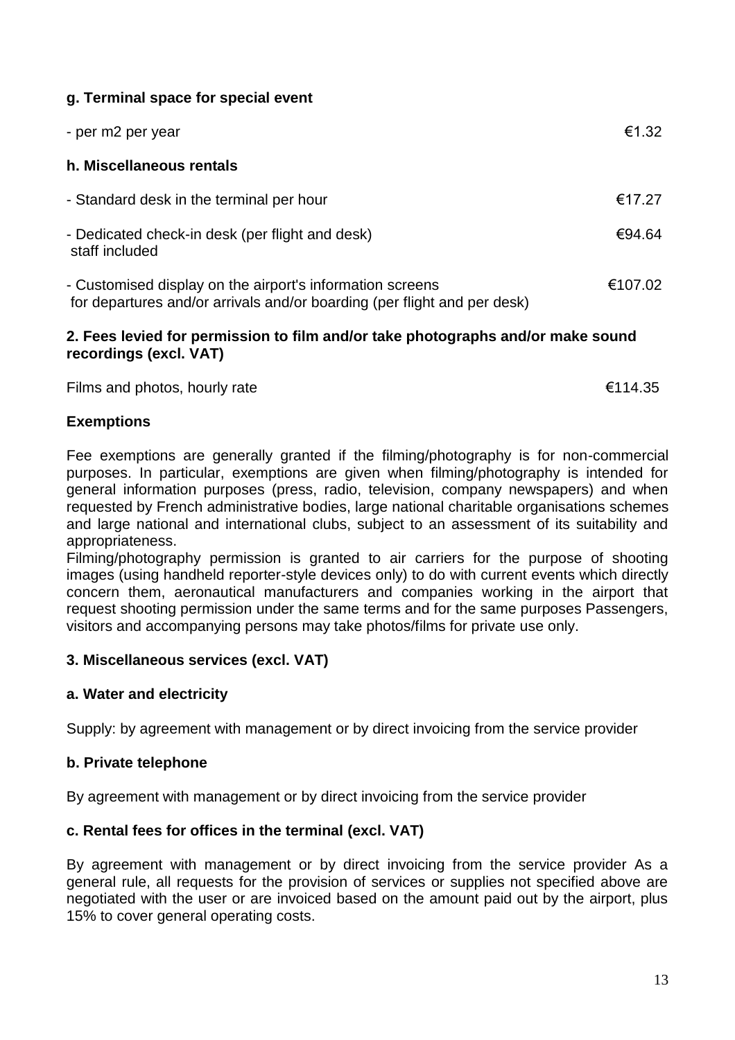**g. Terminal space for special event**

| | |
|---|---|
| - per m2 per year | €1.32 |

**h. Miscellaneous rentals**

| | |
|---|---|
| - Standard desk in the terminal per hour | €17.27 |
| - Dedicated check-in desk (per flight and desk) staff included | €94.64 |
| - Customised display on the airport's information screens for departures and/or arrivals and/or boarding (per flight and per desk) | €107.02 |

**2. Fees levied for permission to film and/or take photographs and/or make sound recordings (excl. VAT)**

| | |
|---|---|
| Films and photos, hourly rate | €114.35 |

**Exemptions**

Fee exemptions are generally granted if the filming/photography is for non-commercial purposes. In particular, exemptions are given when filming/photography is intended for general information purposes (press, radio, television, company newspapers) and when requested by French administrative bodies, large national charitable organisations schemes and large national and international clubs, subject to an assessment of its suitability and appropriateness.

Filming/photography permission is granted to air carriers for the purpose of shooting images (using handheld reporter-style devices only) to do with current events which directly concern them, aeronautical manufacturers and companies working in the airport that request shooting permission under the same terms and for the same purposes Passengers, visitors and accompanying persons may take photos/films for private use only.

**3. Miscellaneous services (excl. VAT)**

**a. Water and electricity**

Supply: by agreement with management or by direct invoicing from the service provider

**b. Private telephone**

By agreement with management or by direct invoicing from the service provider

**c. Rental fees for offices in the terminal (excl. VAT)**

By agreement with management or by direct invoicing from the service provider As a general rule, all requests for the provision of services or supplies not specified above are negotiated with the user or are invoiced based on the amount paid out by the airport, plus 15% to cover general operating costs.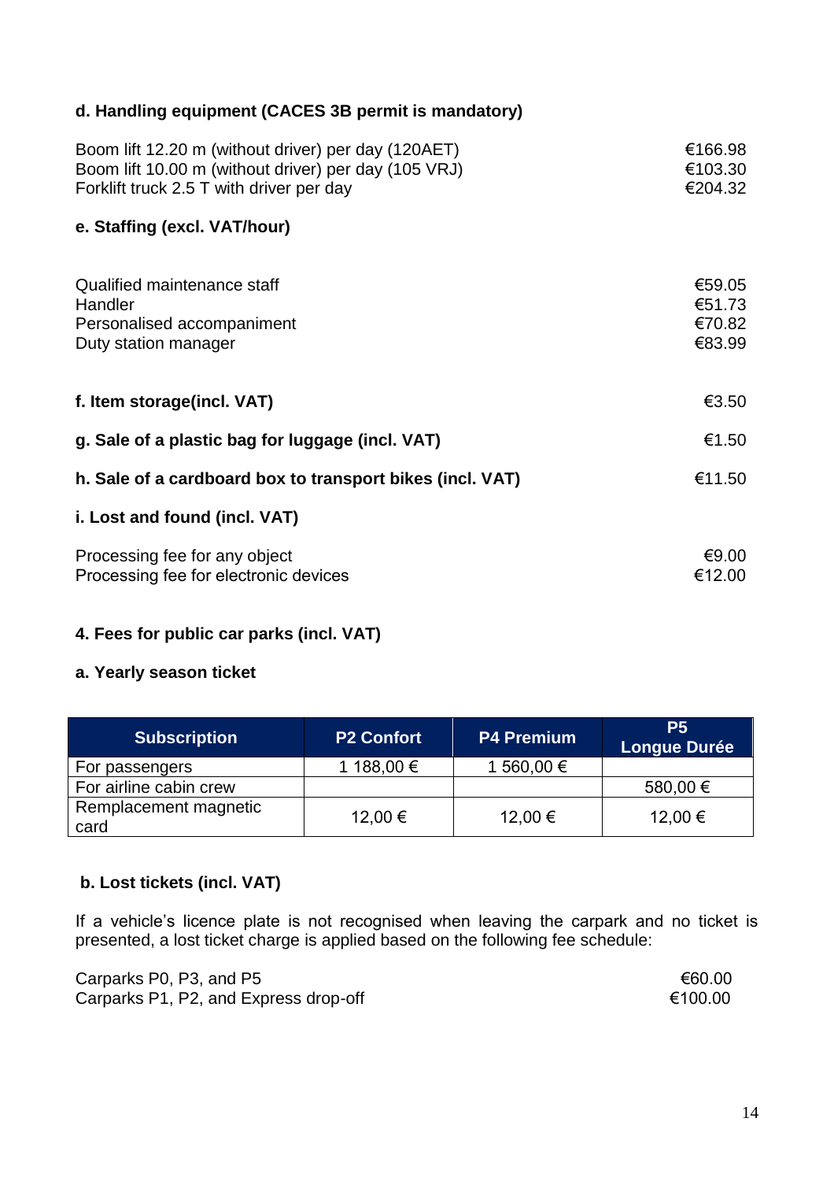### d. Handling equipment (CACES 3B permit is mandatory)

| | |
|---|---|
| Boom lift 12.20 m (without driver) per day (120AET) | €166.98 |
| Boom lift 10.00 m (without driver) per day (105 VRJ) | €103.30 |
| Forklift truck 2.5 T with driver per day | €204.32 |

### e. Staffing (excl. VAT/hour)

| | |
|---|---|
| Qualified maintenance staff | €59.05 |
| Handler | €51.73 |
| Personalised accompaniment | €70.82 |
| Duty station manager | €83.99 |

**f. Item storage(incl. VAT)** — €3.50

**g. Sale of a plastic bag for luggage (incl. VAT)** — €1.50

**h. Sale of a cardboard box to transport bikes (incl. VAT)** — €11.50

### i. Lost and found (incl. VAT)

| | |
|---|---|
| Processing fee for any object | €9.00 |
| Processing fee for electronic devices | €12.00 |

## 4. Fees for public car parks (incl. VAT)

### a. Yearly season ticket

| Subscription | P2 Confort | P4 Premium | P5 Longue Durée |
|---|---|---|---|
| For passengers | 1 188,00 € | 1 560,00 € | |
| For airline cabin crew | | | 580,00 € |
| Remplacement magnetic card | 12,00 € | 12,00 € | 12,00 € |

### b. Lost tickets (incl. VAT)

If a vehicle's licence plate is not recognised when leaving the carpark and no ticket is presented, a lost ticket charge is applied based on the following fee schedule:

| | |
|---|---|
| Carparks P0, P3, and P5 | €60.00 |
| Carparks P1, P2, and Express drop-off | €100.00 |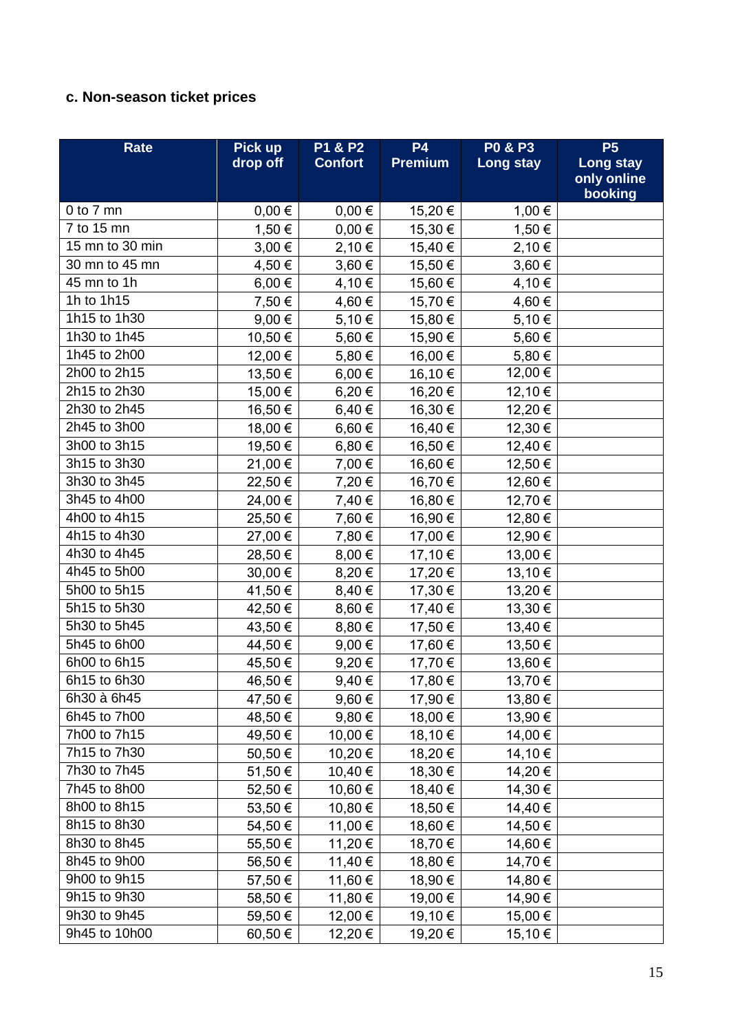### c. Non-season ticket prices

| Rate | Pick up drop off | P1 & P2 Confort | P4 Premium | P0 & P3 Long stay | P5 Long stay only online booking |
|---|---|---|---|---|---|
| 0 to 7 mn | 0,00 € | 0,00 € | 15,20 € | 1,00 € | |
| 7 to 15 mn | 1,50 € | 0,00 € | 15,30 € | 1,50 € | |
| 15 mn to 30 min | 3,00 € | 2,10 € | 15,40 € | 2,10 € | |
| 30 mn to 45 mn | 4,50 € | 3,60 € | 15,50 € | 3,60 € | |
| 45 mn to 1h | 6,00 € | 4,10 € | 15,60 € | 4,10 € | |
| 1h to 1h15 | 7,50 € | 4,60 € | 15,70 € | 4,60 € | |
| 1h15 to 1h30 | 9,00 € | 5,10 € | 15,80 € | 5,10 € | |
| 1h30 to 1h45 | 10,50 € | 5,60 € | 15,90 € | 5,60 € | |
| 1h45 to 2h00 | 12,00 € | 5,80 € | 16,00 € | 5,80 € | |
| 2h00 to 2h15 | 13,50 € | 6,00 € | 16,10 € | 12,00 € | |
| 2h15 to 2h30 | 15,00 € | 6,20 € | 16,20 € | 12,10 € | |
| 2h30 to 2h45 | 16,50 € | 6,40 € | 16,30 € | 12,20 € | |
| 2h45 to 3h00 | 18,00 € | 6,60 € | 16,40 € | 12,30 € | |
| 3h00 to 3h15 | 19,50 € | 6,80 € | 16,50 € | 12,40 € | |
| 3h15 to 3h30 | 21,00 € | 7,00 € | 16,60 € | 12,50 € | |
| 3h30 to 3h45 | 22,50 € | 7,20 € | 16,70 € | 12,60 € | |
| 3h45 to 4h00 | 24,00 € | 7,40 € | 16,80 € | 12,70 € | |
| 4h00 to 4h15 | 25,50 € | 7,60 € | 16,90 € | 12,80 € | |
| 4h15 to 4h30 | 27,00 € | 7,80 € | 17,00 € | 12,90 € | |
| 4h30 to 4h45 | 28,50 € | 8,00 € | 17,10 € | 13,00 € | |
| 4h45 to 5h00 | 30,00 € | 8,20 € | 17,20 € | 13,10 € | |
| 5h00 to 5h15 | 41,50 € | 8,40 € | 17,30 € | 13,20 € | |
| 5h15 to 5h30 | 42,50 € | 8,60 € | 17,40 € | 13,30 € | |
| 5h30 to 5h45 | 43,50 € | 8,80 € | 17,50 € | 13,40 € | |
| 5h45 to 6h00 | 44,50 € | 9,00 € | 17,60 € | 13,50 € | |
| 6h00 to 6h15 | 45,50 € | 9,20 € | 17,70 € | 13,60 € | |
| 6h15 to 6h30 | 46,50 € | 9,40 € | 17,80 € | 13,70 € | |
| 6h30 à 6h45 | 47,50 € | 9,60 € | 17,90 € | 13,80 € | |
| 6h45 to 7h00 | 48,50 € | 9,80 € | 18,00 € | 13,90 € | |
| 7h00 to 7h15 | 49,50 € | 10,00 € | 18,10 € | 14,00 € | |
| 7h15 to 7h30 | 50,50 € | 10,20 € | 18,20 € | 14,10 € | |
| 7h30 to 7h45 | 51,50 € | 10,40 € | 18,30 € | 14,20 € | |
| 7h45 to 8h00 | 52,50 € | 10,60 € | 18,40 € | 14,30 € | |
| 8h00 to 8h15 | 53,50 € | 10,80 € | 18,50 € | 14,40 € | |
| 8h15 to 8h30 | 54,50 € | 11,00 € | 18,60 € | 14,50 € | |
| 8h30 to 8h45 | 55,50 € | 11,20 € | 18,70 € | 14,60 € | |
| 8h45 to 9h00 | 56,50 € | 11,40 € | 18,80 € | 14,70 € | |
| 9h00 to 9h15 | 57,50 € | 11,60 € | 18,90 € | 14,80 € | |
| 9h15 to 9h30 | 58,50 € | 11,80 € | 19,00 € | 14,90 € | |
| 9h30 to 9h45 | 59,50 € | 12,00 € | 19,10 € | 15,00 € | |
| 9h45 to 10h00 | 60,50 € | 12,20 € | 19,20 € | 15,10 € | |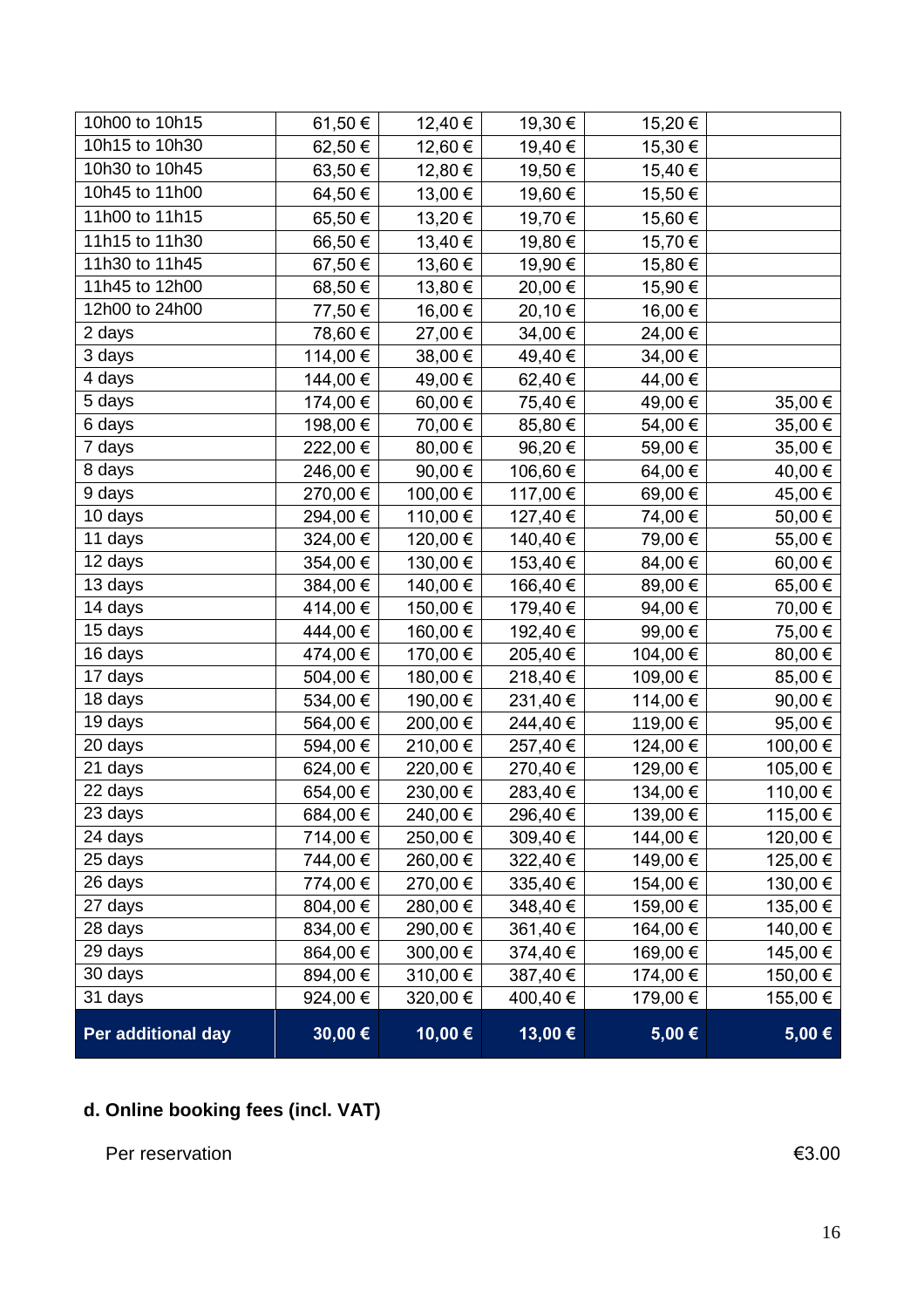| | | | | | |
|---|---|---|---|---|---|
| 10h00 to 10h15 | 61,50 € | 12,40 € | 19,30 € | 15,20 € | |
| 10h15 to 10h30 | 62,50 € | 12,60 € | 19,40 € | 15,30 € | |
| 10h30 to 10h45 | 63,50 € | 12,80 € | 19,50 € | 15,40 € | |
| 10h45 to 11h00 | 64,50 € | 13,00 € | 19,60 € | 15,50 € | |
| 11h00 to 11h15 | 65,50 € | 13,20 € | 19,70 € | 15,60 € | |
| 11h15 to 11h30 | 66,50 € | 13,40 € | 19,80 € | 15,70 € | |
| 11h30 to 11h45 | 67,50 € | 13,60 € | 19,90 € | 15,80 € | |
| 11h45 to 12h00 | 68,50 € | 13,80 € | 20,00 € | 15,90 € | |
| 12h00 to 24h00 | 77,50 € | 16,00 € | 20,10 € | 16,00 € | |
| 2 days | 78,60 € | 27,00 € | 34,00 € | 24,00 € | |
| 3 days | 114,00 € | 38,00 € | 49,40 € | 34,00 € | |
| 4 days | 144,00 € | 49,00 € | 62,40 € | 44,00 € | |
| 5 days | 174,00 € | 60,00 € | 75,40 € | 49,00 € | 35,00 € |
| 6 days | 198,00 € | 70,00 € | 85,80 € | 54,00 € | 35,00 € |
| 7 days | 222,00 € | 80,00 € | 96,20 € | 59,00 € | 35,00 € |
| 8 days | 246,00 € | 90,00 € | 106,60 € | 64,00 € | 40,00 € |
| 9 days | 270,00 € | 100,00 € | 117,00 € | 69,00 € | 45,00 € |
| 10 days | 294,00 € | 110,00 € | 127,40 € | 74,00 € | 50,00 € |
| 11 days | 324,00 € | 120,00 € | 140,40 € | 79,00 € | 55,00 € |
| 12 days | 354,00 € | 130,00 € | 153,40 € | 84,00 € | 60,00 € |
| 13 days | 384,00 € | 140,00 € | 166,40 € | 89,00 € | 65,00 € |
| 14 days | 414,00 € | 150,00 € | 179,40 € | 94,00 € | 70,00 € |
| 15 days | 444,00 € | 160,00 € | 192,40 € | 99,00 € | 75,00 € |
| 16 days | 474,00 € | 170,00 € | 205,40 € | 104,00 € | 80,00 € |
| 17 days | 504,00 € | 180,00 € | 218,40 € | 109,00 € | 85,00 € |
| 18 days | 534,00 € | 190,00 € | 231,40 € | 114,00 € | 90,00 € |
| 19 days | 564,00 € | 200,00 € | 244,40 € | 119,00 € | 95,00 € |
| 20 days | 594,00 € | 210,00 € | 257,40 € | 124,00 € | 100,00 € |
| 21 days | 624,00 € | 220,00 € | 270,40 € | 129,00 € | 105,00 € |
| 22 days | 654,00 € | 230,00 € | 283,40 € | 134,00 € | 110,00 € |
| 23 days | 684,00 € | 240,00 € | 296,40 € | 139,00 € | 115,00 € |
| 24 days | 714,00 € | 250,00 € | 309,40 € | 144,00 € | 120,00 € |
| 25 days | 744,00 € | 260,00 € | 322,40 € | 149,00 € | 125,00 € |
| 26 days | 774,00 € | 270,00 € | 335,40 € | 154,00 € | 130,00 € |
| 27 days | 804,00 € | 280,00 € | 348,40 € | 159,00 € | 135,00 € |
| 28 days | 834,00 € | 290,00 € | 361,40 € | 164,00 € | 140,00 € |
| 29 days | 864,00 € | 300,00 € | 374,40 € | 169,00 € | 145,00 € |
| 30 days | 894,00 € | 310,00 € | 387,40 € | 174,00 € | 150,00 € |
| 31 days | 924,00 € | 320,00 € | 400,40 € | 179,00 € | 155,00 € |
| **Per additional day** | **30,00 €** | **10,00 €** | **13,00 €** | **5,00 €** | **5,00 €** |

### d. Online booking fees (incl. VAT)

Per reservation €3.00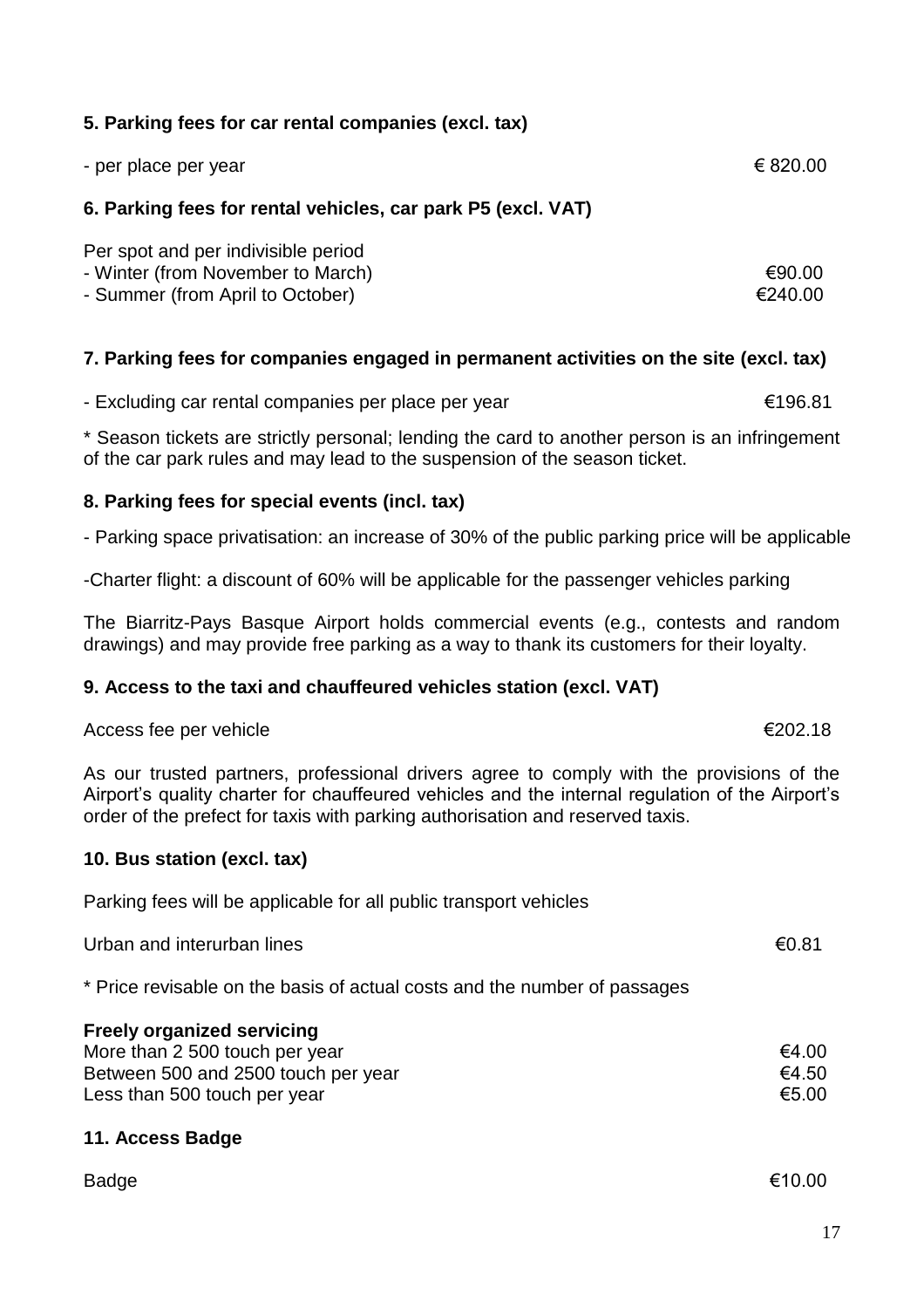**5. Parking fees for car rental companies (excl. tax)**

- per place per year € 820.00

**6. Parking fees for rental vehicles, car park P5 (excl. VAT)**

Per spot and per indivisible period
- Winter (from November to March) €90.00
- Summer (from April to October) €240.00

**7. Parking fees for companies engaged in permanent activities on the site (excl. tax)**

- Excluding car rental companies per place per year €196.81

* Season tickets are strictly personal; lending the card to another person is an infringement of the car park rules and may lead to the suspension of the season ticket.

**8. Parking fees for special events (incl. tax)**

- Parking space privatisation: an increase of 30% of the public parking price will be applicable

-Charter flight: a discount of 60% will be applicable for the passenger vehicles parking

The Biarritz-Pays Basque Airport holds commercial events (e.g., contests and random drawings) and may provide free parking as a way to thank its customers for their loyalty.

**9. Access to the taxi and chauffeured vehicles station (excl. VAT)**

Access fee per vehicle €202.18

As our trusted partners, professional drivers agree to comply with the provisions of the Airport's quality charter for chauffeured vehicles and the internal regulation of the Airport's order of the prefect for taxis with parking authorisation and reserved taxis.

**10. Bus station (excl. tax)**

Parking fees will be applicable for all public transport vehicles

Urban and interurban lines €0.81

* Price revisable on the basis of actual costs and the number of passages

**Freely organized servicing**
More than 2 500 touch per year €4.00
Between 500 and 2500 touch per year €4.50
Less than 500 touch per year €5.00

**11. Access Badge**

Badge €10.00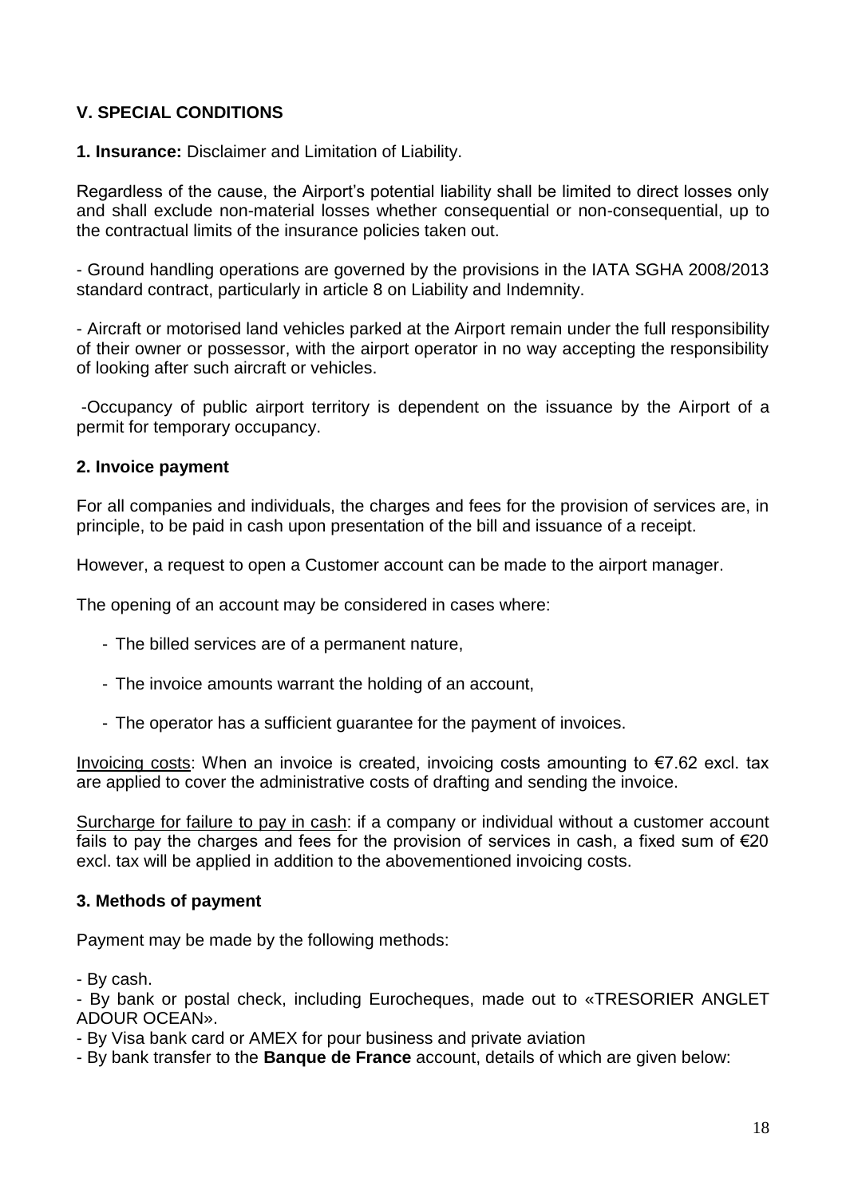## V. SPECIAL CONDITIONS

**1. Insurance:** Disclaimer and Limitation of Liability.

Regardless of the cause, the Airport's potential liability shall be limited to direct losses only and shall exclude non-material losses whether consequential or non-consequential, up to the contractual limits of the insurance policies taken out.

- Ground handling operations are governed by the provisions in the IATA SGHA 2008/2013 standard contract, particularly in article 8 on Liability and Indemnity.

- Aircraft or motorised land vehicles parked at the Airport remain under the full responsibility of their owner or possessor, with the airport operator in no way accepting the responsibility of looking after such aircraft or vehicles.

-Occupancy of public airport territory is dependent on the issuance by the Airport of a permit for temporary occupancy.

### 2. Invoice payment

For all companies and individuals, the charges and fees for the provision of services are, in principle, to be paid in cash upon presentation of the bill and issuance of a receipt.

However, a request to open a Customer account can be made to the airport manager.

The opening of an account may be considered in cases where:

- The billed services are of a permanent nature,
- The invoice amounts warrant the holding of an account,
- The operator has a sufficient guarantee for the payment of invoices.

Invoicing costs: When an invoice is created, invoicing costs amounting to €7.62 excl. tax are applied to cover the administrative costs of drafting and sending the invoice.

Surcharge for failure to pay in cash: if a company or individual without a customer account fails to pay the charges and fees for the provision of services in cash, a fixed sum of €20 excl. tax will be applied in addition to the abovementioned invoicing costs.

### 3. Methods of payment

Payment may be made by the following methods:

- By cash.
- By bank or postal check, including Eurocheques, made out to «TRESORIER ANGLET ADOUR OCEAN».
- By Visa bank card or AMEX for pour business and private aviation
- By bank transfer to the **Banque de France** account, details of which are given below: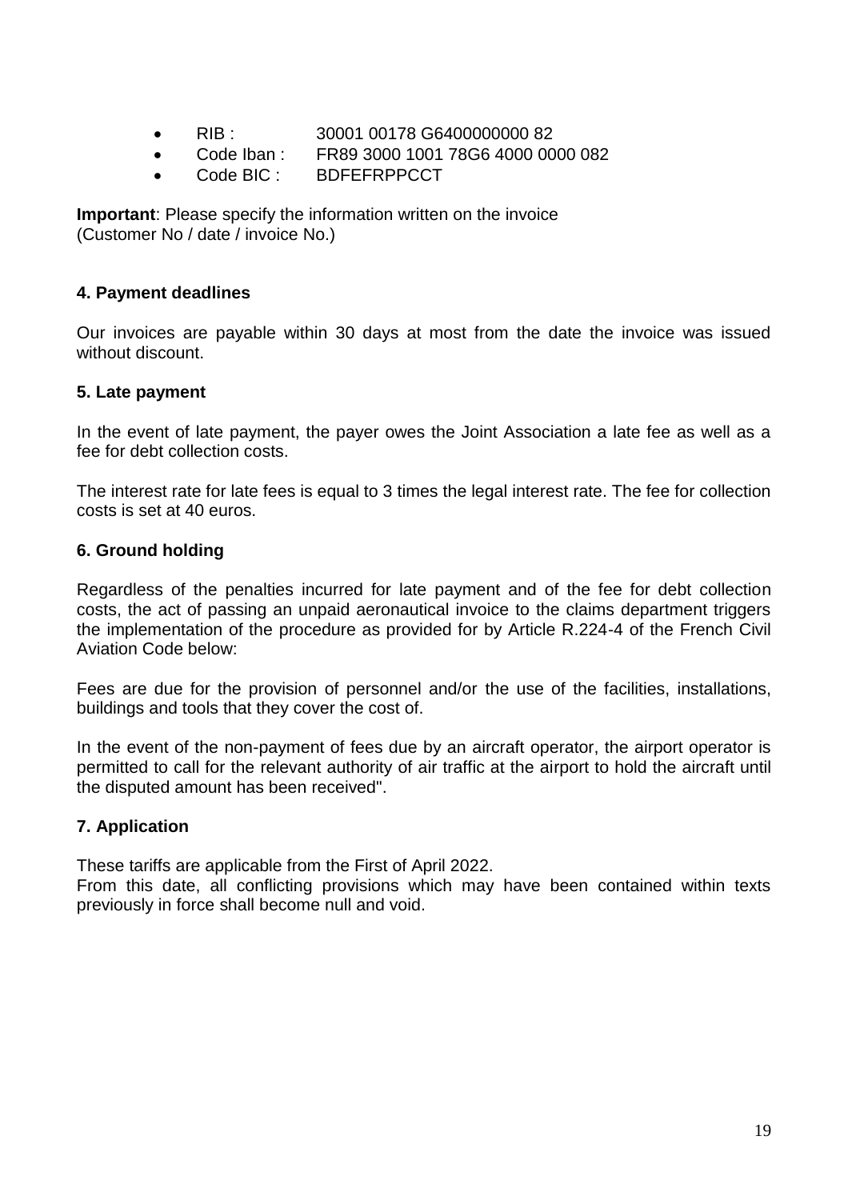- RIB : 30001 00178 G6400000000 82
- Code Iban : FR89 3000 1001 78G6 4000 0000 082
- Code BIC : BDFEFRPPCCT

**Important**: Please specify the information written on the invoice (Customer No / date / invoice No.)

### 4. Payment deadlines

Our invoices are payable within 30 days at most from the date the invoice was issued without discount.

### 5. Late payment

In the event of late payment, the payer owes the Joint Association a late fee as well as a fee for debt collection costs.

The interest rate for late fees is equal to 3 times the legal interest rate. The fee for collection costs is set at 40 euros.

### 6. Ground holding

Regardless of the penalties incurred for late payment and of the fee for debt collection costs, the act of passing an unpaid aeronautical invoice to the claims department triggers the implementation of the procedure as provided for by Article R.224-4 of the French Civil Aviation Code below:

Fees are due for the provision of personnel and/or the use of the facilities, installations, buildings and tools that they cover the cost of.

In the event of the non-payment of fees due by an aircraft operator, the airport operator is permitted to call for the relevant authority of air traffic at the airport to hold the aircraft until the disputed amount has been received".

### 7. Application

These tariffs are applicable from the First of April 2022.
From this date, all conflicting provisions which may have been contained within texts previously in force shall become null and void.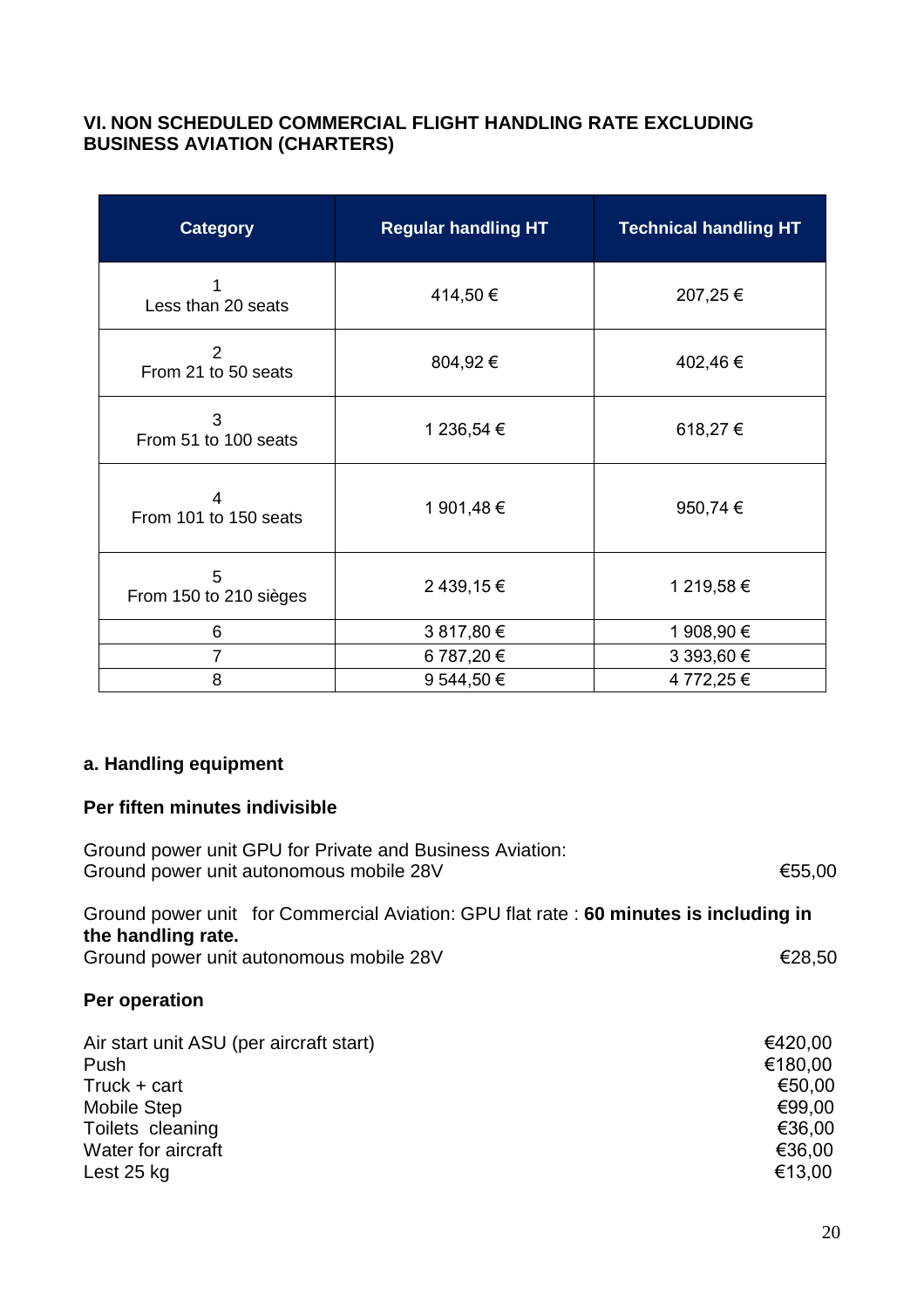## VI. NON SCHEDULED COMMERCIAL FLIGHT HANDLING RATE EXCLUDING BUSINESS AVIATION (CHARTERS)

| Category | Regular handling HT | Technical handling HT |
|---|---|---|
| 1<br>Less than 20 seats | 414,50 € | 207,25 € |
| 2<br>From 21 to 50 seats | 804,92 € | 402,46 € |
| 3<br>From 51 to 100 seats | 1 236,54 € | 618,27 € |
| 4<br>From 101 to 150 seats | 1 901,48 € | 950,74 € |
| 5<br>From 150 to 210 sièges | 2 439,15 € | 1 219,58 € |
| 6 | 3 817,80 € | 1 908,90 € |
| 7 | 6 787,20 € | 3 393,60 € |
| 8 | 9 544,50 € | 4 772,25 € |

### a. Handling equipment

**Per fiften minutes indivisible**

Ground power unit GPU for Private and Business Aviation:
Ground power unit autonomous mobile 28V — €55,00

Ground power unit for Commercial Aviation: GPU flat rate : **60 minutes is including in the handling rate.**
Ground power unit autonomous mobile 28V — €28,50

**Per operation**

| | |
|---|---|
| Air start unit ASU (per aircraft start) | €420,00 |
| Push | €180,00 |
| Truck + cart | €50,00 |
| Mobile Step | €99,00 |
| Toilets cleaning | €36,00 |
| Water for aircraft | €36,00 |
| Lest 25 kg | €13,00 |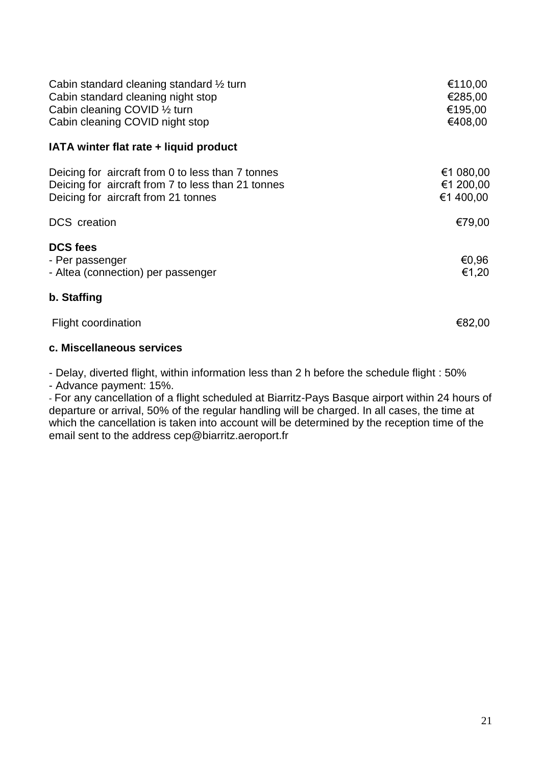| | |
|---|---|
| Cabin standard cleaning standard ½ turn | €110,00 |
| Cabin standard cleaning night stop | €285,00 |
| Cabin cleaning COVID ½ turn | €195,00 |
| Cabin cleaning COVID night stop | €408,00 |

**IATA winter flat rate + liquid product**

| | |
|---|---|
| Deicing for aircraft from 0 to less than 7 tonnes | €1 080,00 |
| Deicing for aircraft from 7 to less than 21 tonnes | €1 200,00 |
| Deicing for aircraft from 21 tonnes | €1 400,00 |
| DCS creation | €79,00 |

**DCS fees**

| | |
|---|---|
| - Per passenger | €0,96 |
| - Altea (connection) per passenger | €1,20 |

### b. Staffing

| | |
|---|---|
| Flight coordination | €82,00 |

### c. Miscellaneous services

- Delay, diverted flight, within information less than 2 h before the schedule flight : 50%
- Advance payment: 15%.
- For any cancellation of a flight scheduled at Biarritz-Pays Basque airport within 24 hours of departure or arrival, 50% of the regular handling will be charged. In all cases, the time at which the cancellation is taken into account will be determined by the reception time of the email sent to the address cep@biarritz.aeroport.fr